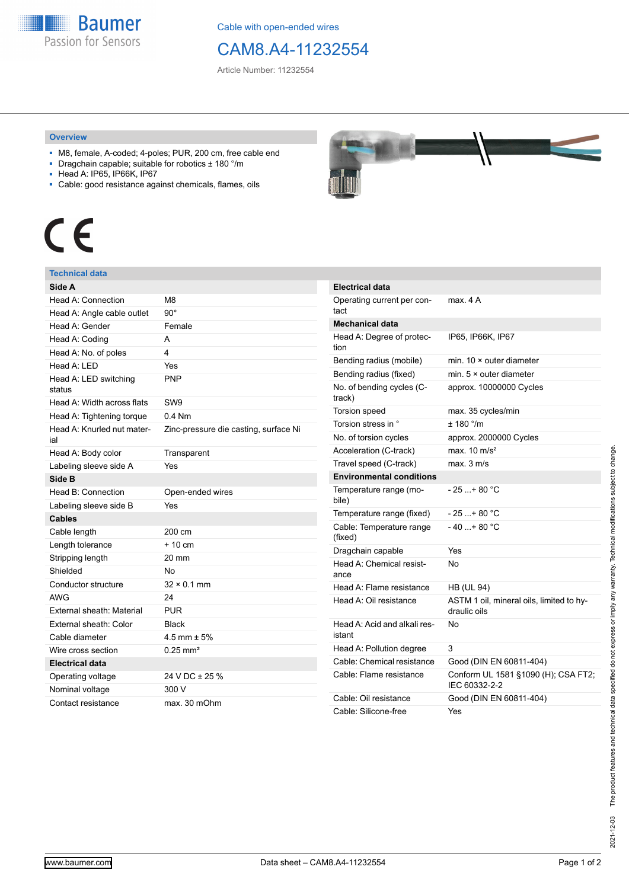Cable with open-ended wires

# CAM8.A4-11232554

Article Number: 11232554

## Overview

- M8, female, A-coded; 4-poles; PUR, 200 cm, free cable end
- Dragchain capable; suitable for robotics ± 180 °/m
- Head A: IP65, IP66K, IP67
- Cable: good resistance against chemicals, flames, oils

CE

## Technical data

| **Side A** | |
|---|---|
| Head A: Connection | M8 |
| Head A: Angle cable outlet | 90° |
| Head A: Gender | Female |
| Head A: Coding | A |
| Head A: No. of poles | 4 |
| Head A: LED | Yes |
| Head A: LED switching status | PNP |
| Head A: Width across flats | SW9 |
| Head A: Tightening torque | 0.4 Nm |
| Head A: Knurled nut material | Zinc-pressure die casting, surface Ni |
| Head A: Body color | Transparent |
| Labeling sleeve side A | Yes |
| **Side B** | |
| Head B: Connection | Open-ended wires |
| Labeling sleeve side B | Yes |
| **Cables** | |
| Cable length | 200 cm |
| Length tolerance | + 10 cm |
| Stripping length | 20 mm |
| Shielded | No |
| Conductor structure | 32 × 0.1 mm |
| AWG | 24 |
| External sheath: Material | PUR |
| External sheath: Color | Black |
| Cable diameter | 4.5 mm ± 5% |
| Wire cross section | 0.25 mm² |
| **Electrical data** | |
| Operating voltage | 24 V DC ± 25 % |
| Nominal voltage | 300 V |
| Contact resistance | max. 30 mOhm |

| **Electrical data** | |
|---|---|
| Operating current per contact | max. 4 A |
| **Mechanical data** | |
| Head A: Degree of protection | IP65, IP66K, IP67 |
| Bending radius (mobile) | min. 10 × outer diameter |
| Bending radius (fixed) | min. 5 × outer diameter |
| No. of bending cycles (C-track) | approx. 10000000 Cycles |
| Torsion speed | max. 35 cycles/min |
| Torsion stress in ° | ± 180 °/m |
| No. of torsion cycles | approx. 2000000 Cycles |
| Acceleration (C-track) | max. 10 m/s² |
| Travel speed (C-track) | max. 3 m/s |
| **Environmental conditions** | |
| Temperature range (mobile) | - 25 ...+ 80 °C |
| Temperature range (fixed) | - 25 ...+ 80 °C |
| Cable: Temperature range (fixed) | - 40 ...+ 80 °C |
| Dragchain capable | Yes |
| Head A: Chemical resistance | No |
| Head A: Flame resistance | HB (UL 94) |
| Head A: Oil resistance | ASTM 1 oil, mineral oils, limited to hydraulic oils |
| Head A: Acid and alkali resistant | No |
| Head A: Pollution degree | 3 |
| Cable: Chemical resistance | Good (DIN EN 60811-404) |
| Cable: Flame resistance | Conform UL 1581 §1090 (H); CSA FT2; IEC 60332-2-2 |
| Cable: Oil resistance | Good (DIN EN 60811-404) |
| Cable: Silicone-free | Yes |

2021-12-03 The product features and technical data specified do not express or imply any warranty. Technical modifications subject to change.

www.baumer.com Data sheet – CAM8.A4-11232554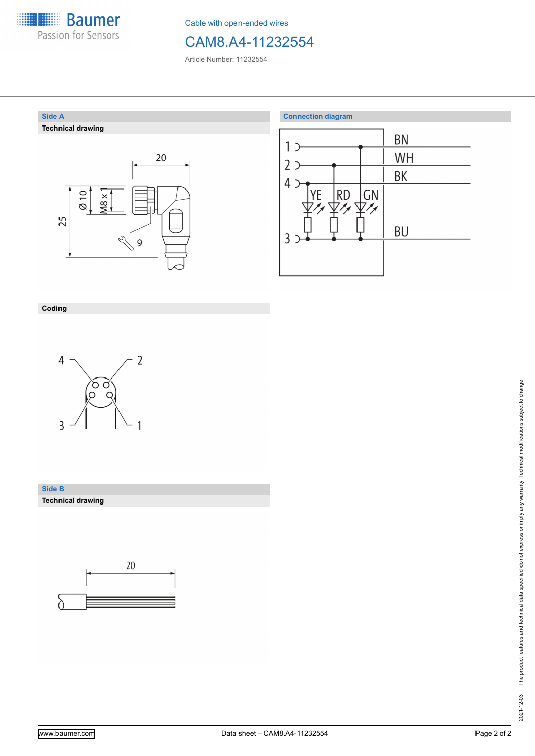Cable with open-ended wires

# CAM8.A4-11232554

Article Number: 11232554

## Side A

### Technical drawing

20

Ø 10

M8 x 1

25

9

## Connection diagram

1 BN

2 WH

4 BK

YE RD GN

3 BU

### Coding

4 2

3 1

## Side B

### Technical drawing

20

2021-12-03 The product features and technical data specified do not express or imply any warranty. Technical modifications subject to change.

www.baumer.com

Data sheet – CAM8.A4-11232554